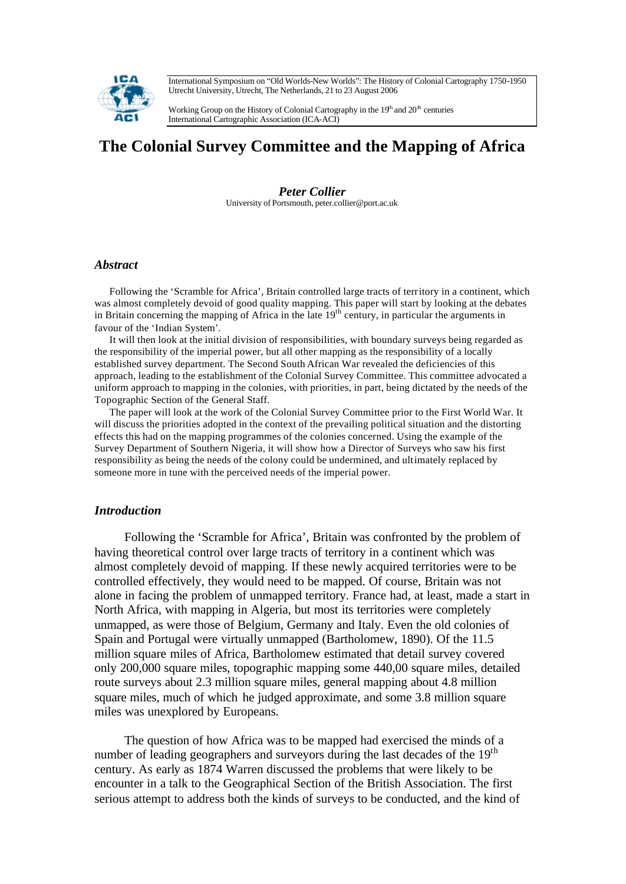International Symposium on "Old Worlds-New Worlds": The History of Colonial Cartography 1750-1950
Utrecht University, Utrecht, The Netherlands, 21 to 23 August 2006

Working Group on the History of Colonial Cartography in the 19th and 20th centuries
International Cartographic Association (ICA-ACI)

# The Colonial Survey Committee and the Mapping of Africa

***Peter Collier***
University of Portsmouth, peter.collier@port.ac.uk

### *Abstract*

Following the 'Scramble for Africa', Britain controlled large tracts of territory in a continent, which was almost completely devoid of good quality mapping. This paper will start by looking at the debates in Britain concerning the mapping of Africa in the late 19th century, in particular the arguments in favour of the 'Indian System'.

It will then look at the initial division of responsibilities, with boundary surveys being regarded as the responsibility of the imperial power, but all other mapping as the responsibility of a locally established survey department. The Second South African War revealed the deficiencies of this approach, leading to the establishment of the Colonial Survey Committee. This committee advocated a uniform approach to mapping in the colonies, with priorities, in part, being dictated by the needs of the Topographic Section of the General Staff.

The paper will look at the work of the Colonial Survey Committee prior to the First World War. It will discuss the priorities adopted in the context of the prevailing political situation and the distorting effects this had on the mapping programmes of the colonies concerned. Using the example of the Survey Department of Southern Nigeria, it will show how a Director of Surveys who saw his first responsibility as being the needs of the colony could be undermined, and ultimately replaced by someone more in tune with the perceived needs of the imperial power.

### *Introduction*

Following the 'Scramble for Africa', Britain was confronted by the problem of having theoretical control over large tracts of territory in a continent which was almost completely devoid of mapping. If these newly acquired territories were to be controlled effectively, they would need to be mapped. Of course, Britain was not alone in facing the problem of unmapped territory. France had, at least, made a start in North Africa, with mapping in Algeria, but most its territories were completely unmapped, as were those of Belgium, Germany and Italy. Even the old colonies of Spain and Portugal were virtually unmapped (Bartholomew, 1890). Of the 11.5 million square miles of Africa, Bartholomew estimated that detail survey covered only 200,000 square miles, topographic mapping some 440,00 square miles, detailed route surveys about 2.3 million square miles, general mapping about 4.8 million square miles, much of which he judged approximate, and some 3.8 million square miles was unexplored by Europeans.

The question of how Africa was to be mapped had exercised the minds of a number of leading geographers and surveyors during the last decades of the 19th century. As early as 1874 Warren discussed the problems that were likely to be encounter in a talk to the Geographical Section of the British Association. The first serious attempt to address both the kinds of surveys to be conducted, and the kind of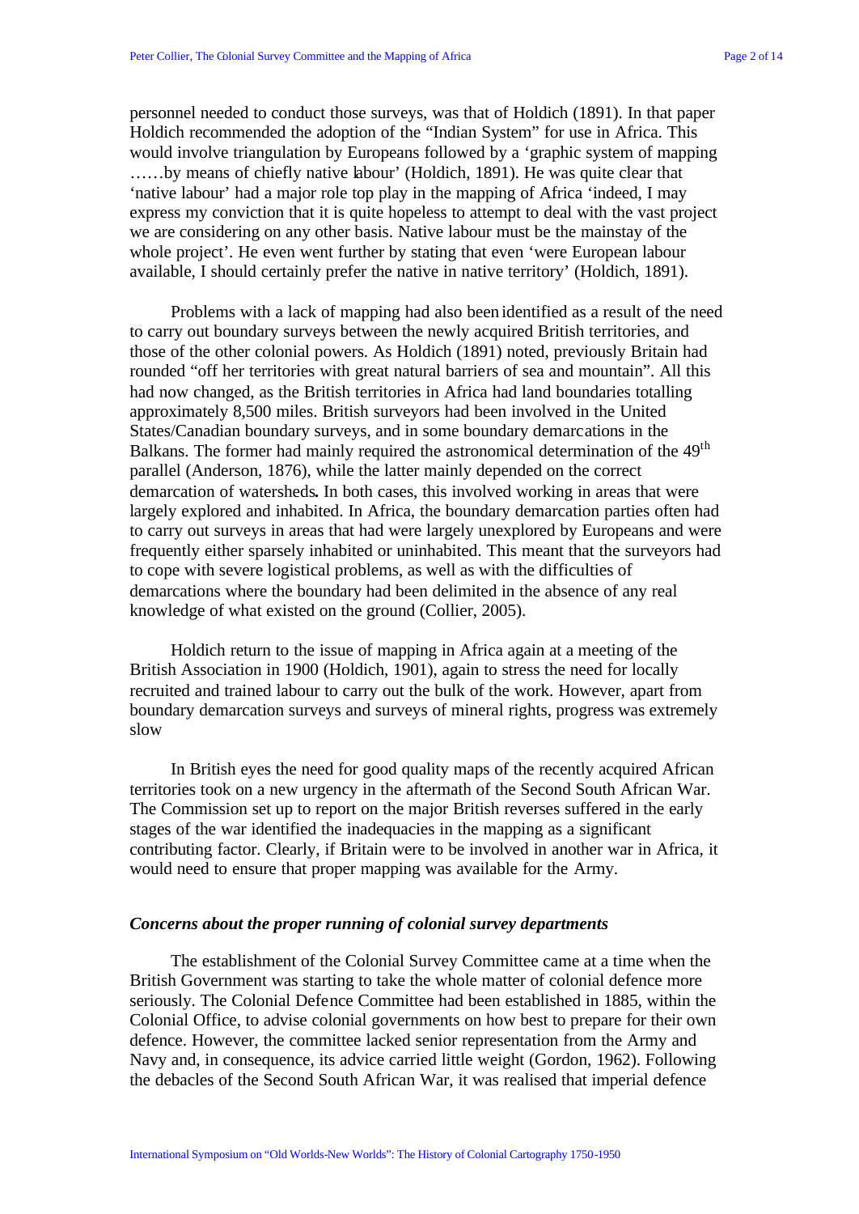personnel needed to conduct those surveys, was that of Holdich (1891). In that paper Holdich recommended the adoption of the "Indian System" for use in Africa. This would involve triangulation by Europeans followed by a 'graphic system of mapping ……by means of chiefly native labour' (Holdich, 1891). He was quite clear that 'native labour' had a major role top play in the mapping of Africa 'indeed, I may express my conviction that it is quite hopeless to attempt to deal with the vast project we are considering on any other basis. Native labour must be the mainstay of the whole project'. He even went further by stating that even 'were European labour available, I should certainly prefer the native in native territory' (Holdich, 1891).

Problems with a lack of mapping had also been identified as a result of the need to carry out boundary surveys between the newly acquired British territories, and those of the other colonial powers. As Holdich (1891) noted, previously Britain had rounded "off her territories with great natural barriers of sea and mountain". All this had now changed, as the British territories in Africa had land boundaries totalling approximately 8,500 miles. British surveyors had been involved in the United States/Canadian boundary surveys, and in some boundary demarcations in the Balkans. The former had mainly required the astronomical determination of the 49th parallel (Anderson, 1876), while the latter mainly depended on the correct demarcation of watersheds**.** In both cases, this involved working in areas that were largely explored and inhabited. In Africa, the boundary demarcation parties often had to carry out surveys in areas that had were largely unexplored by Europeans and were frequently either sparsely inhabited or uninhabited. This meant that the surveyors had to cope with severe logistical problems, as well as with the difficulties of demarcations where the boundary had been delimited in the absence of any real knowledge of what existed on the ground (Collier, 2005).

Holdich return to the issue of mapping in Africa again at a meeting of the British Association in 1900 (Holdich, 1901), again to stress the need for locally recruited and trained labour to carry out the bulk of the work. However, apart from boundary demarcation surveys and surveys of mineral rights, progress was extremely slow

In British eyes the need for good quality maps of the recently acquired African territories took on a new urgency in the aftermath of the Second South African War. The Commission set up to report on the major British reverses suffered in the early stages of the war identified the inadequacies in the mapping as a significant contributing factor. Clearly, if Britain were to be involved in another war in Africa, it would need to ensure that proper mapping was available for the Army.

### *Concerns about the proper running of colonial survey departments*

The establishment of the Colonial Survey Committee came at a time when the British Government was starting to take the whole matter of colonial defence more seriously. The Colonial Defence Committee had been established in 1885, within the Colonial Office, to advise colonial governments on how best to prepare for their own defence. However, the committee lacked senior representation from the Army and Navy and, in consequence, its advice carried little weight (Gordon, 1962). Following the debacles of the Second South African War, it was realised that imperial defence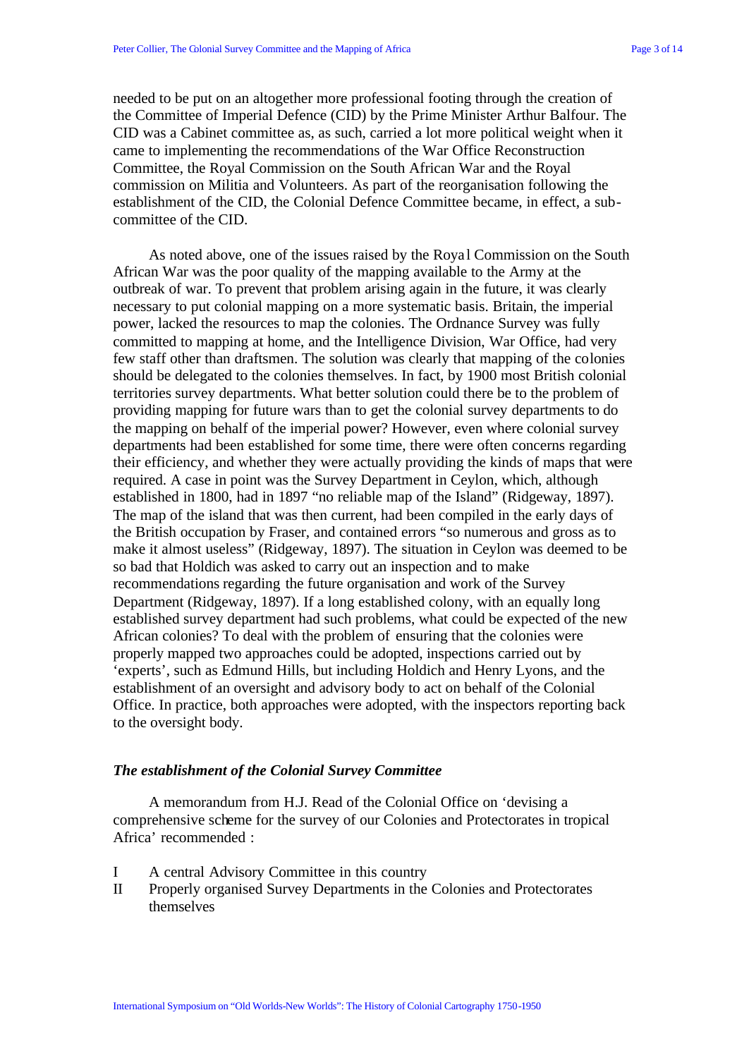needed to be put on an altogether more professional footing through the creation of the Committee of Imperial Defence (CID) by the Prime Minister Arthur Balfour. The CID was a Cabinet committee as, as such, carried a lot more political weight when it came to implementing the recommendations of the War Office Reconstruction Committee, the Royal Commission on the South African War and the Royal commission on Militia and Volunteers. As part of the reorganisation following the establishment of the CID, the Colonial Defence Committee became, in effect, a sub-committee of the CID.

As noted above, one of the issues raised by the Royal Commission on the South African War was the poor quality of the mapping available to the Army at the outbreak of war. To prevent that problem arising again in the future, it was clearly necessary to put colonial mapping on a more systematic basis. Britain, the imperial power, lacked the resources to map the colonies. The Ordnance Survey was fully committed to mapping at home, and the Intelligence Division, War Office, had very few staff other than draftsmen. The solution was clearly that mapping of the colonies should be delegated to the colonies themselves. In fact, by 1900 most British colonial territories survey departments. What better solution could there be to the problem of providing mapping for future wars than to get the colonial survey departments to do the mapping on behalf of the imperial power? However, even where colonial survey departments had been established for some time, there were often concerns regarding their efficiency, and whether they were actually providing the kinds of maps that were required. A case in point was the Survey Department in Ceylon, which, although established in 1800, had in 1897 "no reliable map of the Island" (Ridgeway, 1897). The map of the island that was then current, had been compiled in the early days of the British occupation by Fraser, and contained errors "so numerous and gross as to make it almost useless" (Ridgeway, 1897). The situation in Ceylon was deemed to be so bad that Holdich was asked to carry out an inspection and to make recommendations regarding the future organisation and work of the Survey Department (Ridgeway, 1897). If a long established colony, with an equally long established survey department had such problems, what could be expected of the new African colonies? To deal with the problem of ensuring that the colonies were properly mapped two approaches could be adopted, inspections carried out by 'experts', such as Edmund Hills, but including Holdich and Henry Lyons, and the establishment of an oversight and advisory body to act on behalf of the Colonial Office. In practice, both approaches were adopted, with the inspectors reporting back to the oversight body.

### *The establishment of the Colonial Survey Committee*

A memorandum from H.J. Read of the Colonial Office on 'devising a comprehensive scheme for the survey of our Colonies and Protectorates in tropical Africa' recommended :

I A central Advisory Committee in this country
II Properly organised Survey Departments in the Colonies and Protectorates themselves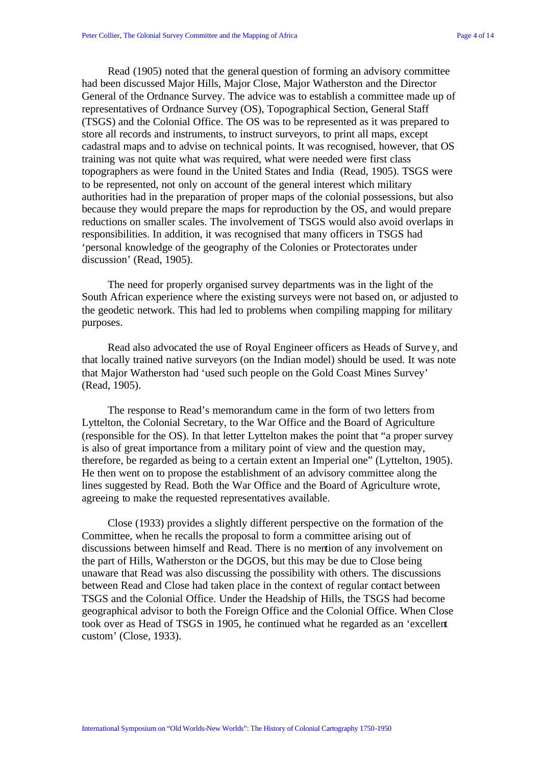Read (1905) noted that the general question of forming an advisory committee had been discussed Major Hills, Major Close, Major Watherston and the Director General of the Ordnance Survey. The advice was to establish a committee made up of representatives of Ordnance Survey (OS), Topographical Section, General Staff (TSGS) and the Colonial Office. The OS was to be represented as it was prepared to store all records and instruments, to instruct surveyors, to print all maps, except cadastral maps and to advise on technical points. It was recognised, however, that OS training was not quite what was required, what were needed were first class topographers as were found in the United States and India (Read, 1905). TSGS were to be represented, not only on account of the general interest which military authorities had in the preparation of proper maps of the colonial possessions, but also because they would prepare the maps for reproduction by the OS, and would prepare reductions on smaller scales. The involvement of TSGS would also avoid overlaps in responsibilities. In addition, it was recognised that many officers in TSGS had 'personal knowledge of the geography of the Colonies or Protectorates under discussion' (Read, 1905).

The need for properly organised survey departments was in the light of the South African experience where the existing surveys were not based on, or adjusted to the geodetic network. This had led to problems when compiling mapping for military purposes.

Read also advocated the use of Royal Engineer officers as Heads of Survey, and that locally trained native surveyors (on the Indian model) should be used. It was note that Major Watherston had 'used such people on the Gold Coast Mines Survey' (Read, 1905).

The response to Read's memorandum came in the form of two letters from Lyttelton, the Colonial Secretary, to the War Office and the Board of Agriculture (responsible for the OS). In that letter Lyttelton makes the point that "a proper survey is also of great importance from a military point of view and the question may, therefore, be regarded as being to a certain extent an Imperial one" (Lyttelton, 1905). He then went on to propose the establishment of an advisory committee along the lines suggested by Read. Both the War Office and the Board of Agriculture wrote, agreeing to make the requested representatives available.

Close (1933) provides a slightly different perspective on the formation of the Committee, when he recalls the proposal to form a committee arising out of discussions between himself and Read. There is no mention of any involvement on the part of Hills, Watherston or the DGOS, but this may be due to Close being unaware that Read was also discussing the possibility with others. The discussions between Read and Close had taken place in the context of regular contact between TSGS and the Colonial Office. Under the Headship of Hills, the TSGS had become geographical advisor to both the Foreign Office and the Colonial Office. When Close took over as Head of TSGS in 1905, he continued what he regarded as an 'excellent custom' (Close, 1933).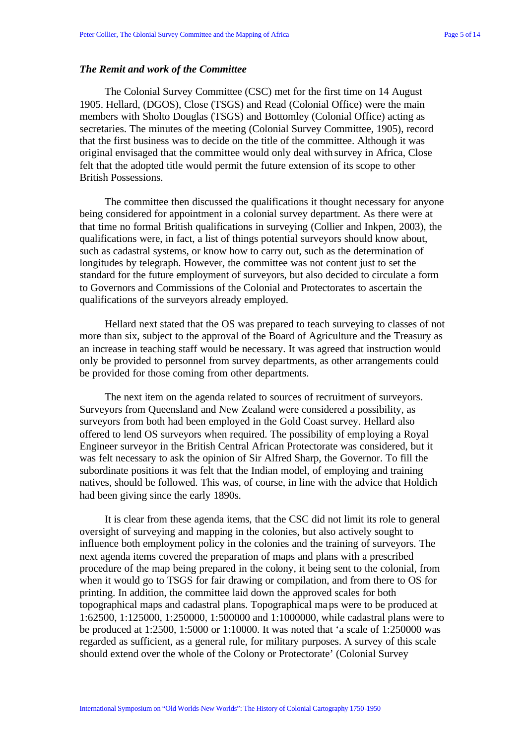### *The Remit and work of the Committee*

The Colonial Survey Committee (CSC) met for the first time on 14 August 1905. Hellard, (DGOS), Close (TSGS) and Read (Colonial Office) were the main members with Sholto Douglas (TSGS) and Bottomley (Colonial Office) acting as secretaries. The minutes of the meeting (Colonial Survey Committee, 1905), record that the first business was to decide on the title of the committee. Although it was original envisaged that the committee would only deal with survey in Africa, Close felt that the adopted title would permit the future extension of its scope to other British Possessions.

The committee then discussed the qualifications it thought necessary for anyone being considered for appointment in a colonial survey department. As there were at that time no formal British qualifications in surveying (Collier and Inkpen, 2003), the qualifications were, in fact, a list of things potential surveyors should know about, such as cadastral systems, or know how to carry out, such as the determination of longitudes by telegraph. However, the committee was not content just to set the standard for the future employment of surveyors, but also decided to circulate a form to Governors and Commissions of the Colonial and Protectorates to ascertain the qualifications of the surveyors already employed.

Hellard next stated that the OS was prepared to teach surveying to classes of not more than six, subject to the approval of the Board of Agriculture and the Treasury as an increase in teaching staff would be necessary. It was agreed that instruction would only be provided to personnel from survey departments, as other arrangements could be provided for those coming from other departments.

The next item on the agenda related to sources of recruitment of surveyors. Surveyors from Queensland and New Zealand were considered a possibility, as surveyors from both had been employed in the Gold Coast survey. Hellard also offered to lend OS surveyors when required. The possibility of employing a Royal Engineer surveyor in the British Central African Protectorate was considered, but it was felt necessary to ask the opinion of Sir Alfred Sharp, the Governor. To fill the subordinate positions it was felt that the Indian model, of employing and training natives, should be followed. This was, of course, in line with the advice that Holdich had been giving since the early 1890s.

It is clear from these agenda items, that the CSC did not limit its role to general oversight of surveying and mapping in the colonies, but also actively sought to influence both employment policy in the colonies and the training of surveyors. The next agenda items covered the preparation of maps and plans with a prescribed procedure of the map being prepared in the colony, it being sent to the colonial, from when it would go to TSGS for fair drawing or compilation, and from there to OS for printing. In addition, the committee laid down the approved scales for both topographical maps and cadastral plans. Topographical maps were to be produced at 1:62500, 1:125000, 1:250000, 1:500000 and 1:1000000, while cadastral plans were to be produced at 1:2500, 1:5000 or 1:10000. It was noted that 'a scale of 1:250000 was regarded as sufficient, as a general rule, for military purposes. A survey of this scale should extend over the whole of the Colony or Protectorate' (Colonial Survey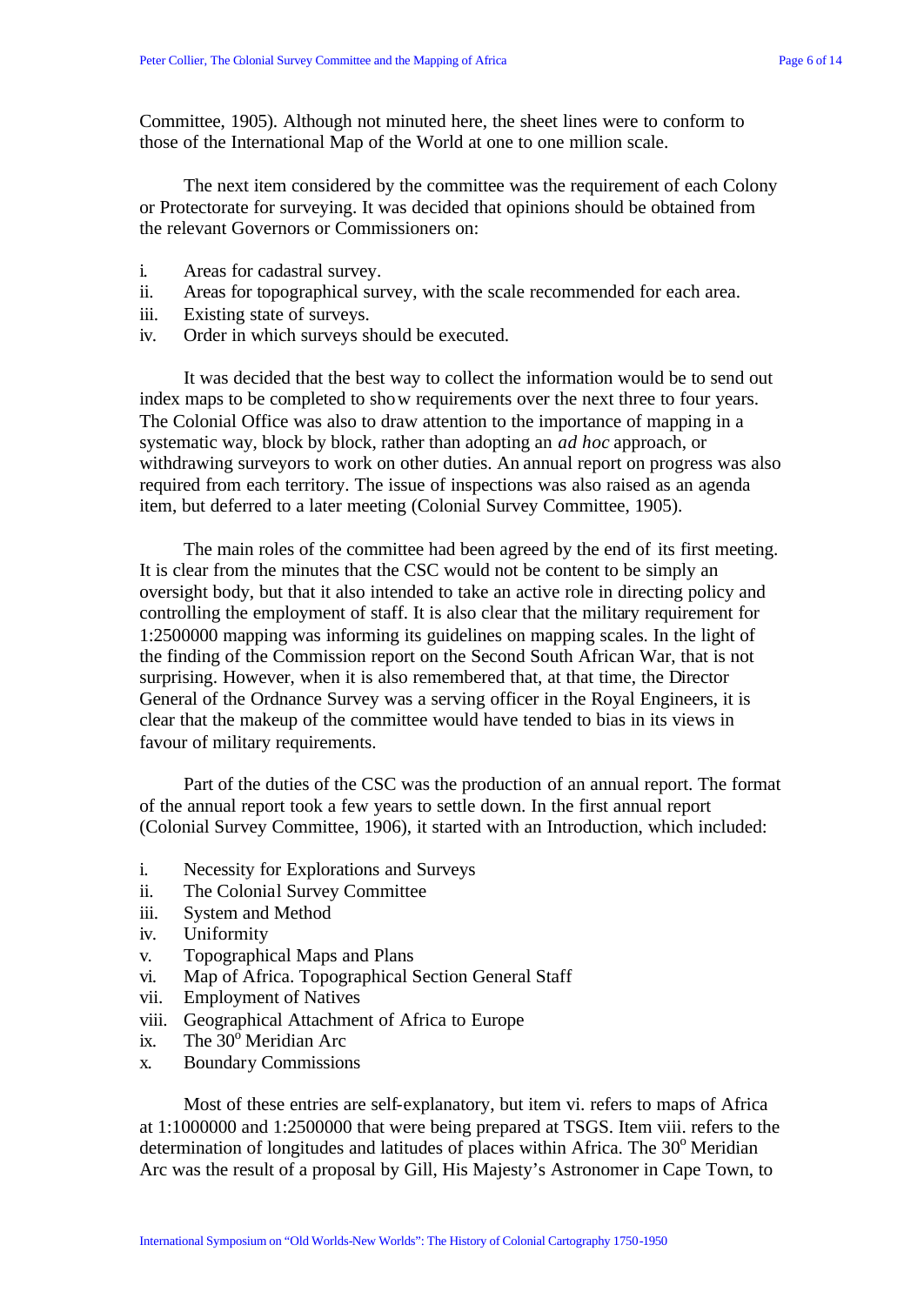Committee, 1905). Although not minuted here, the sheet lines were to conform to those of the International Map of the World at one to one million scale.

The next item considered by the committee was the requirement of each Colony or Protectorate for surveying. It was decided that opinions should be obtained from the relevant Governors or Commissioners on:

i. Areas for cadastral survey.
ii. Areas for topographical survey, with the scale recommended for each area.
iii. Existing state of surveys.
iv. Order in which surveys should be executed.

It was decided that the best way to collect the information would be to send out index maps to be completed to show requirements over the next three to four years. The Colonial Office was also to draw attention to the importance of mapping in a systematic way, block by block, rather than adopting an *ad hoc* approach, or withdrawing surveyors to work on other duties. An annual report on progress was also required from each territory. The issue of inspections was also raised as an agenda item, but deferred to a later meeting (Colonial Survey Committee, 1905).

The main roles of the committee had been agreed by the end of its first meeting. It is clear from the minutes that the CSC would not be content to be simply an oversight body, but that it also intended to take an active role in directing policy and controlling the employment of staff. It is also clear that the military requirement for 1:2500000 mapping was informing its guidelines on mapping scales. In the light of the finding of the Commission report on the Second South African War, that is not surprising. However, when it is also remembered that, at that time, the Director General of the Ordnance Survey was a serving officer in the Royal Engineers, it is clear that the makeup of the committee would have tended to bias in its views in favour of military requirements.

Part of the duties of the CSC was the production of an annual report. The format of the annual report took a few years to settle down. In the first annual report (Colonial Survey Committee, 1906), it started with an Introduction, which included:

i. Necessity for Explorations and Surveys
ii. The Colonial Survey Committee
iii. System and Method
iv. Uniformity
v. Topographical Maps and Plans
vi. Map of Africa. Topographical Section General Staff
vii. Employment of Natives
viii. Geographical Attachment of Africa to Europe
ix. The 30° Meridian Arc
x. Boundary Commissions

Most of these entries are self-explanatory, but item vi. refers to maps of Africa at 1:1000000 and 1:2500000 that were being prepared at TSGS. Item viii. refers to the determination of longitudes and latitudes of places within Africa. The 30° Meridian Arc was the result of a proposal by Gill, His Majesty's Astronomer in Cape Town, to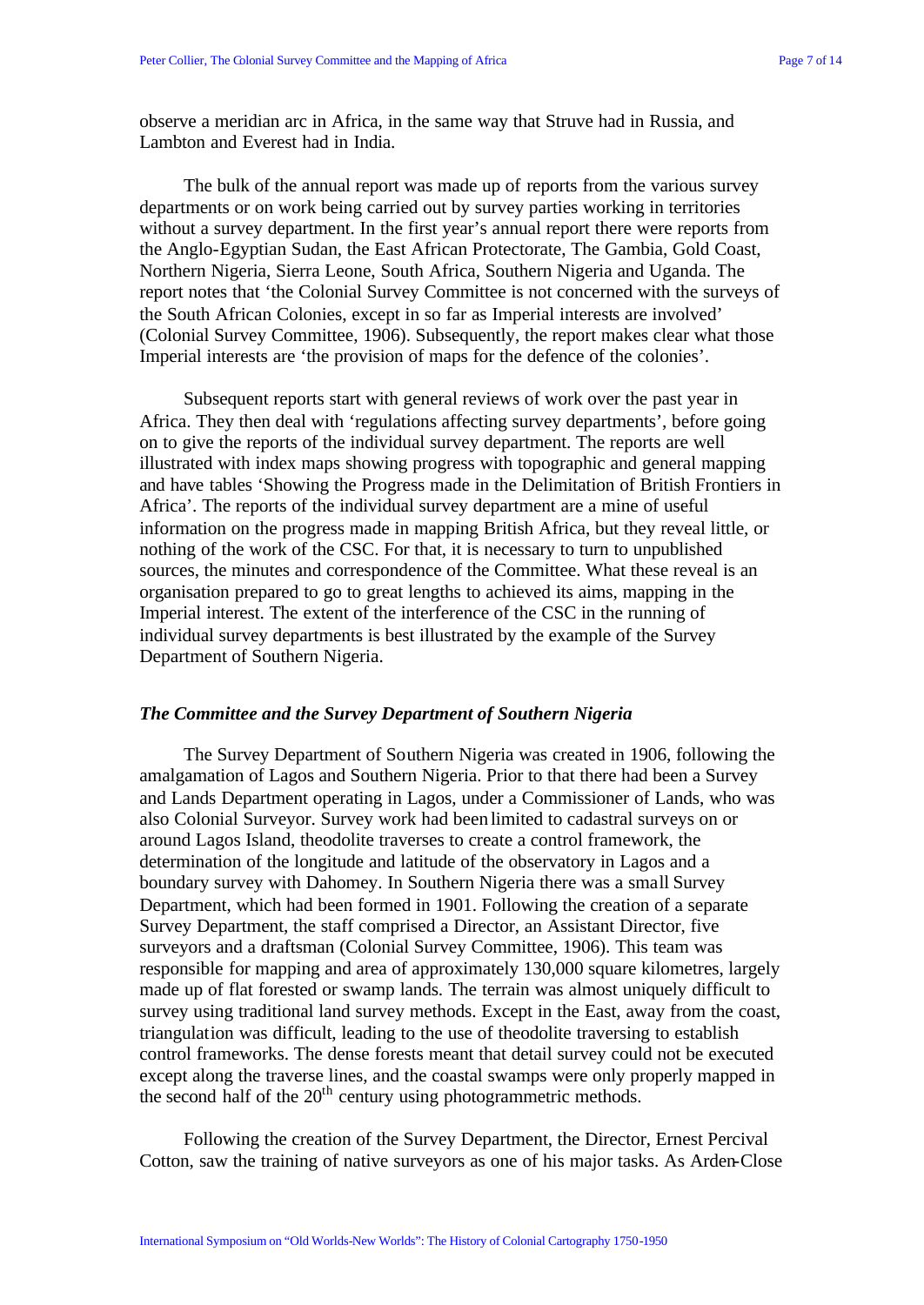observe a meridian arc in Africa, in the same way that Struve had in Russia, and Lambton and Everest had in India.

The bulk of the annual report was made up of reports from the various survey departments or on work being carried out by survey parties working in territories without a survey department. In the first year's annual report there were reports from the Anglo-Egyptian Sudan, the East African Protectorate, The Gambia, Gold Coast, Northern Nigeria, Sierra Leone, South Africa, Southern Nigeria and Uganda. The report notes that 'the Colonial Survey Committee is not concerned with the surveys of the South African Colonies, except in so far as Imperial interests are involved' (Colonial Survey Committee, 1906). Subsequently, the report makes clear what those Imperial interests are 'the provision of maps for the defence of the colonies'.

Subsequent reports start with general reviews of work over the past year in Africa. They then deal with 'regulations affecting survey departments', before going on to give the reports of the individual survey department. The reports are well illustrated with index maps showing progress with topographic and general mapping and have tables 'Showing the Progress made in the Delimitation of British Frontiers in Africa'. The reports of the individual survey department are a mine of useful information on the progress made in mapping British Africa, but they reveal little, or nothing of the work of the CSC. For that, it is necessary to turn to unpublished sources, the minutes and correspondence of the Committee. What these reveal is an organisation prepared to go to great lengths to achieved its aims, mapping in the Imperial interest. The extent of the interference of the CSC in the running of individual survey departments is best illustrated by the example of the Survey Department of Southern Nigeria.

### *The Committee and the Survey Department of Southern Nigeria*

The Survey Department of Southern Nigeria was created in 1906, following the amalgamation of Lagos and Southern Nigeria. Prior to that there had been a Survey and Lands Department operating in Lagos, under a Commissioner of Lands, who was also Colonial Surveyor. Survey work had been limited to cadastral surveys on or around Lagos Island, theodolite traverses to create a control framework, the determination of the longitude and latitude of the observatory in Lagos and a boundary survey with Dahomey. In Southern Nigeria there was a small Survey Department, which had been formed in 1901. Following the creation of a separate Survey Department, the staff comprised a Director, an Assistant Director, five surveyors and a draftsman (Colonial Survey Committee, 1906). This team was responsible for mapping and area of approximately 130,000 square kilometres, largely made up of flat forested or swamp lands. The terrain was almost uniquely difficult to survey using traditional land survey methods. Except in the East, away from the coast, triangulation was difficult, leading to the use of theodolite traversing to establish control frameworks. The dense forests meant that detail survey could not be executed except along the traverse lines, and the coastal swamps were only properly mapped in the second half of the 20th century using photogrammetric methods.

Following the creation of the Survey Department, the Director, Ernest Percival Cotton, saw the training of native surveyors as one of his major tasks. As Arden-Close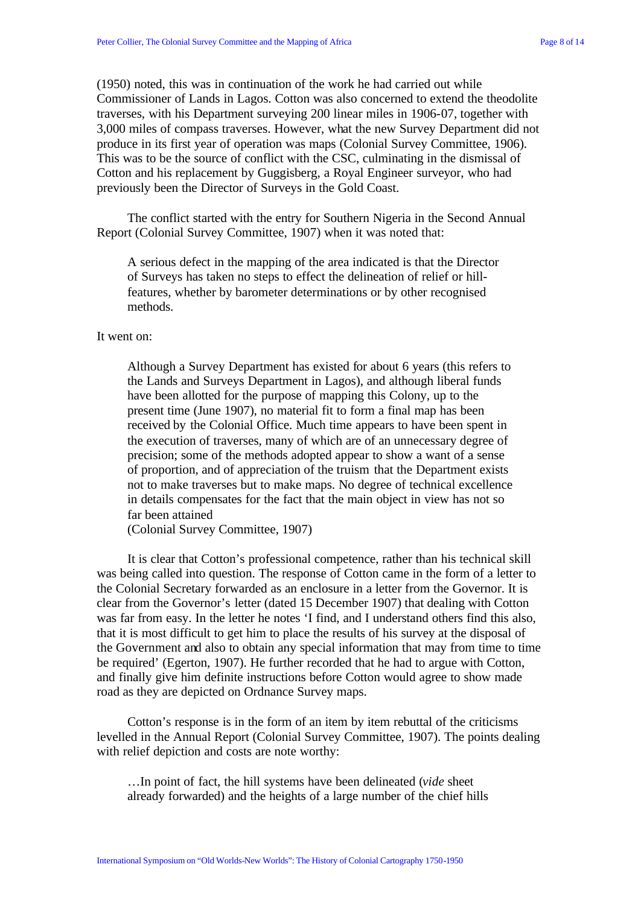(1950) noted, this was in continuation of the work he had carried out while Commissioner of Lands in Lagos. Cotton was also concerned to extend the theodolite traverses, with his Department surveying 200 linear miles in 1906-07, together with 3,000 miles of compass traverses. However, what the new Survey Department did not produce in its first year of operation was maps (Colonial Survey Committee, 1906). This was to be the source of conflict with the CSC, culminating in the dismissal of Cotton and his replacement by Guggisberg, a Royal Engineer surveyor, who had previously been the Director of Surveys in the Gold Coast.

The conflict started with the entry for Southern Nigeria in the Second Annual Report (Colonial Survey Committee, 1907) when it was noted that:

> A serious defect in the mapping of the area indicated is that the Director of Surveys has taken no steps to effect the delineation of relief or hill-features, whether by barometer determinations or by other recognised methods.

It went on:

> Although a Survey Department has existed for about 6 years (this refers to the Lands and Surveys Department in Lagos), and although liberal funds have been allotted for the purpose of mapping this Colony, up to the present time (June 1907), no material fit to form a final map has been received by the Colonial Office. Much time appears to have been spent in the execution of traverses, many of which are of an unnecessary degree of precision; some of the methods adopted appear to show a want of a sense of proportion, and of appreciation of the truism that the Department exists not to make traverses but to make maps. No degree of technical excellence in details compensates for the fact that the main object in view has not so far been attained
> (Colonial Survey Committee, 1907)

It is clear that Cotton's professional competence, rather than his technical skill was being called into question. The response of Cotton came in the form of a letter to the Colonial Secretary forwarded as an enclosure in a letter from the Governor. It is clear from the Governor's letter (dated 15 December 1907) that dealing with Cotton was far from easy. In the letter he notes 'I find, and I understand others find this also, that it is most difficult to get him to place the results of his survey at the disposal of the Government and also to obtain any special information that may from time to time be required' (Egerton, 1907). He further recorded that he had to argue with Cotton, and finally give him definite instructions before Cotton would agree to show made road as they are depicted on Ordnance Survey maps.

Cotton's response is in the form of an item by item rebuttal of the criticisms levelled in the Annual Report (Colonial Survey Committee, 1907). The points dealing with relief depiction and costs are note worthy:

> …In point of fact, the hill systems have been delineated (*vide* sheet already forwarded) and the heights of a large number of the chief hills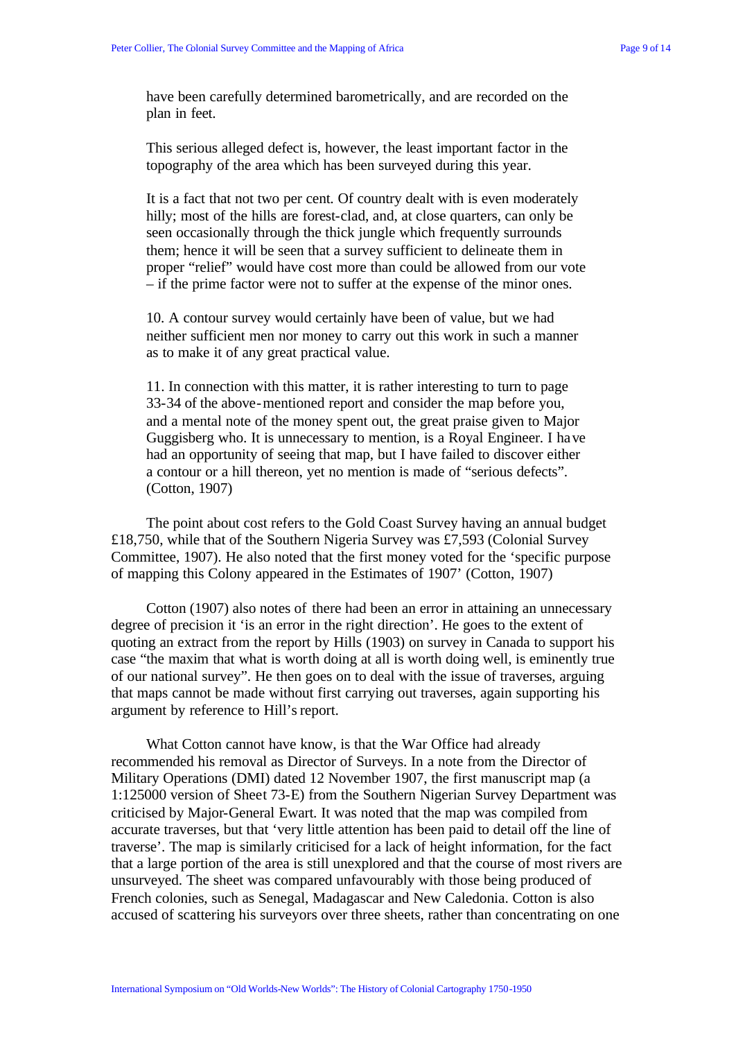have been carefully determined barometrically, and are recorded on the plan in feet.

> This serious alleged defect is, however, the least important factor in the topography of the area which has been surveyed during this year.
>
> It is a fact that not two per cent. Of country dealt with is even moderately hilly; most of the hills are forest-clad, and, at close quarters, can only be seen occasionally through the thick jungle which frequently surrounds them; hence it will be seen that a survey sufficient to delineate them in proper "relief" would have cost more than could be allowed from our vote – if the prime factor were not to suffer at the expense of the minor ones.
>
> 10. A contour survey would certainly have been of value, but we had neither sufficient men nor money to carry out this work in such a manner as to make it of any great practical value.
>
> 11. In connection with this matter, it is rather interesting to turn to page 33-34 of the above-mentioned report and consider the map before you, and a mental note of the money spent out, the great praise given to Major Guggisberg who. It is unnecessary to mention, is a Royal Engineer. I have had an opportunity of seeing that map, but I have failed to discover either a contour or a hill thereon, yet no mention is made of "serious defects". (Cotton, 1907)

The point about cost refers to the Gold Coast Survey having an annual budget £18,750, while that of the Southern Nigeria Survey was £7,593 (Colonial Survey Committee, 1907). He also noted that the first money voted for the 'specific purpose of mapping this Colony appeared in the Estimates of 1907' (Cotton, 1907)

Cotton (1907) also notes of there had been an error in attaining an unnecessary degree of precision it 'is an error in the right direction'. He goes to the extent of quoting an extract from the report by Hills (1903) on survey in Canada to support his case "the maxim that what is worth doing at all is worth doing well, is eminently true of our national survey". He then goes on to deal with the issue of traverses, arguing that maps cannot be made without first carrying out traverses, again supporting his argument by reference to Hill's report.

What Cotton cannot have know, is that the War Office had already recommended his removal as Director of Surveys. In a note from the Director of Military Operations (DMI) dated 12 November 1907, the first manuscript map (a 1:125000 version of Sheet 73-E) from the Southern Nigerian Survey Department was criticised by Major-General Ewart. It was noted that the map was compiled from accurate traverses, but that 'very little attention has been paid to detail off the line of traverse'. The map is similarly criticised for a lack of height information, for the fact that a large portion of the area is still unexplored and that the course of most rivers are unsurveyed. The sheet was compared unfavourably with those being produced of French colonies, such as Senegal, Madagascar and New Caledonia. Cotton is also accused of scattering his surveyors over three sheets, rather than concentrating on one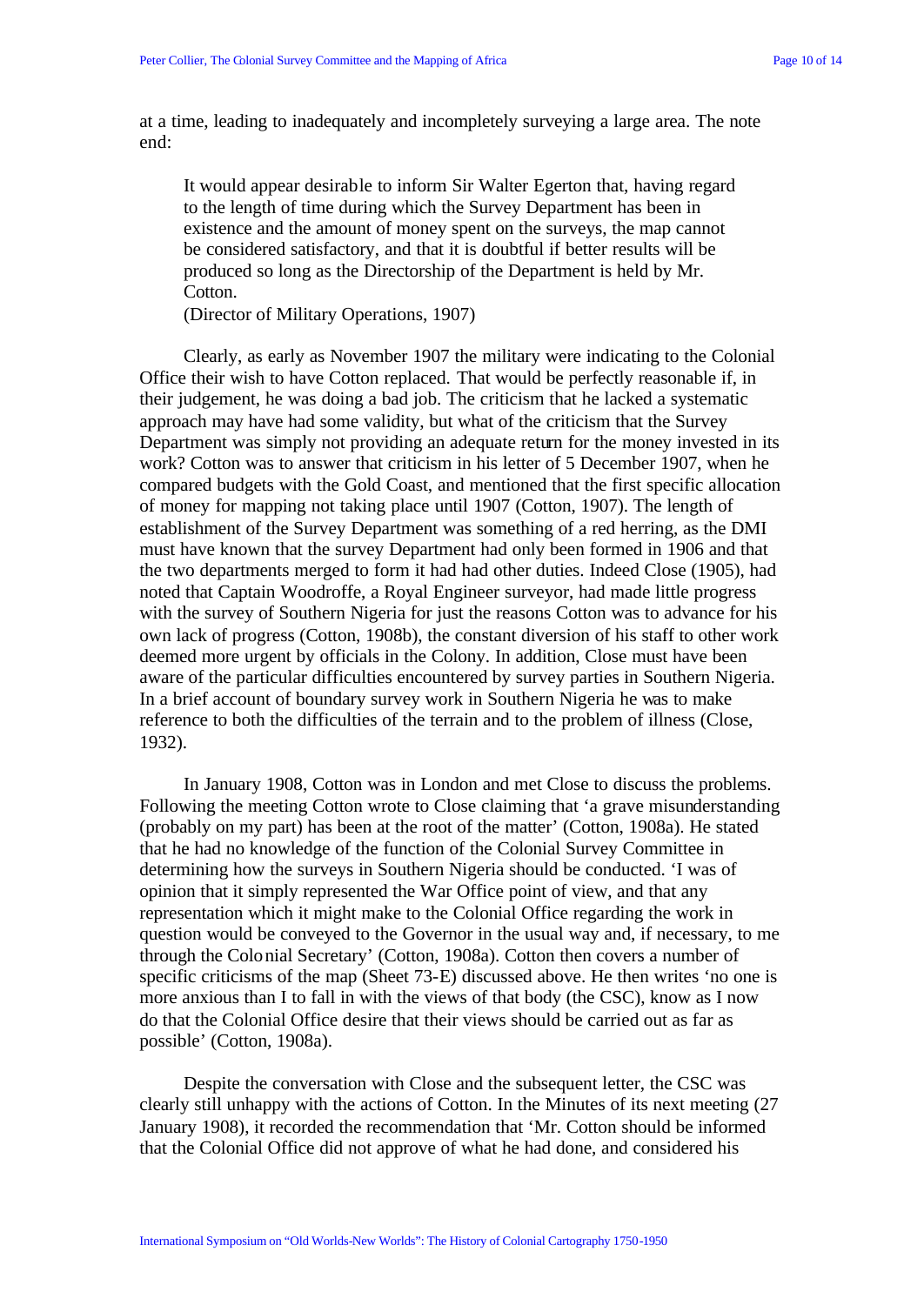at a time, leading to inadequately and incompletely surveying a large area. The note end:

> It would appear desirable to inform Sir Walter Egerton that, having regard to the length of time during which the Survey Department has been in existence and the amount of money spent on the surveys, the map cannot be considered satisfactory, and that it is doubtful if better results will be produced so long as the Directorship of the Department is held by Mr. Cotton.
> (Director of Military Operations, 1907)

Clearly, as early as November 1907 the military were indicating to the Colonial Office their wish to have Cotton replaced. That would be perfectly reasonable if, in their judgement, he was doing a bad job. The criticism that he lacked a systematic approach may have had some validity, but what of the criticism that the Survey Department was simply not providing an adequate return for the money invested in its work? Cotton was to answer that criticism in his letter of 5 December 1907, when he compared budgets with the Gold Coast, and mentioned that the first specific allocation of money for mapping not taking place until 1907 (Cotton, 1907). The length of establishment of the Survey Department was something of a red herring, as the DMI must have known that the survey Department had only been formed in 1906 and that the two departments merged to form it had had other duties. Indeed Close (1905), had noted that Captain Woodroffe, a Royal Engineer surveyor, had made little progress with the survey of Southern Nigeria for just the reasons Cotton was to advance for his own lack of progress (Cotton, 1908b), the constant diversion of his staff to other work deemed more urgent by officials in the Colony. In addition, Close must have been aware of the particular difficulties encountered by survey parties in Southern Nigeria. In a brief account of boundary survey work in Southern Nigeria he was to make reference to both the difficulties of the terrain and to the problem of illness (Close, 1932).

In January 1908, Cotton was in London and met Close to discuss the problems. Following the meeting Cotton wrote to Close claiming that 'a grave misunderstanding (probably on my part) has been at the root of the matter' (Cotton, 1908a). He stated that he had no knowledge of the function of the Colonial Survey Committee in determining how the surveys in Southern Nigeria should be conducted. 'I was of opinion that it simply represented the War Office point of view, and that any representation which it might make to the Colonial Office regarding the work in question would be conveyed to the Governor in the usual way and, if necessary, to me through the Colonial Secretary' (Cotton, 1908a). Cotton then covers a number of specific criticisms of the map (Sheet 73-E) discussed above. He then writes 'no one is more anxious than I to fall in with the views of that body (the CSC), know as I now do that the Colonial Office desire that their views should be carried out as far as possible' (Cotton, 1908a).

Despite the conversation with Close and the subsequent letter, the CSC was clearly still unhappy with the actions of Cotton. In the Minutes of its next meeting (27 January 1908), it recorded the recommendation that 'Mr. Cotton should be informed that the Colonial Office did not approve of what he had done, and considered his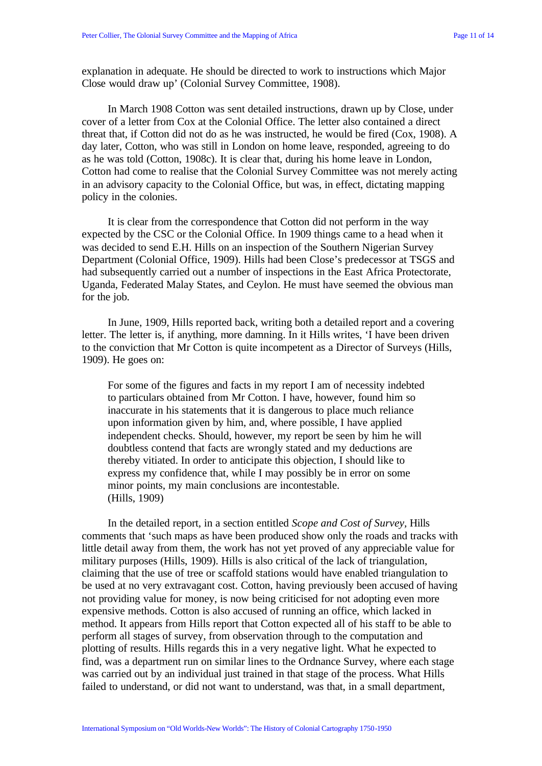explanation in adequate. He should be directed to work to instructions which Major Close would draw up' (Colonial Survey Committee, 1908).

In March 1908 Cotton was sent detailed instructions, drawn up by Close, under cover of a letter from Cox at the Colonial Office. The letter also contained a direct threat that, if Cotton did not do as he was instructed, he would be fired (Cox, 1908). A day later, Cotton, who was still in London on home leave, responded, agreeing to do as he was told (Cotton, 1908c). It is clear that, during his home leave in London, Cotton had come to realise that the Colonial Survey Committee was not merely acting in an advisory capacity to the Colonial Office, but was, in effect, dictating mapping policy in the colonies.

It is clear from the correspondence that Cotton did not perform in the way expected by the CSC or the Colonial Office. In 1909 things came to a head when it was decided to send E.H. Hills on an inspection of the Southern Nigerian Survey Department (Colonial Office, 1909). Hills had been Close's predecessor at TSGS and had subsequently carried out a number of inspections in the East Africa Protectorate, Uganda, Federated Malay States, and Ceylon. He must have seemed the obvious man for the job.

In June, 1909, Hills reported back, writing both a detailed report and a covering letter. The letter is, if anything, more damning. In it Hills writes, 'I have been driven to the conviction that Mr Cotton is quite incompetent as a Director of Surveys (Hills, 1909). He goes on:

> For some of the figures and facts in my report I am of necessity indebted to particulars obtained from Mr Cotton. I have, however, found him so inaccurate in his statements that it is dangerous to place much reliance upon information given by him, and, where possible, I have applied independent checks. Should, however, my report be seen by him he will doubtless contend that facts are wrongly stated and my deductions are thereby vitiated. In order to anticipate this objection, I should like to express my confidence that, while I may possibly be in error on some minor points, my main conclusions are incontestable.
> (Hills, 1909)

In the detailed report, in a section entitled *Scope and Cost of Survey*, Hills comments that 'such maps as have been produced show only the roads and tracks with little detail away from them, the work has not yet proved of any appreciable value for military purposes (Hills, 1909). Hills is also critical of the lack of triangulation, claiming that the use of tree or scaffold stations would have enabled triangulation to be used at no very extravagant cost. Cotton, having previously been accused of having not providing value for money, is now being criticised for not adopting even more expensive methods. Cotton is also accused of running an office, which lacked in method. It appears from Hills report that Cotton expected all of his staff to be able to perform all stages of survey, from observation through to the computation and plotting of results. Hills regards this in a very negative light. What he expected to find, was a department run on similar lines to the Ordnance Survey, where each stage was carried out by an individual just trained in that stage of the process. What Hills failed to understand, or did not want to understand, was that, in a small department,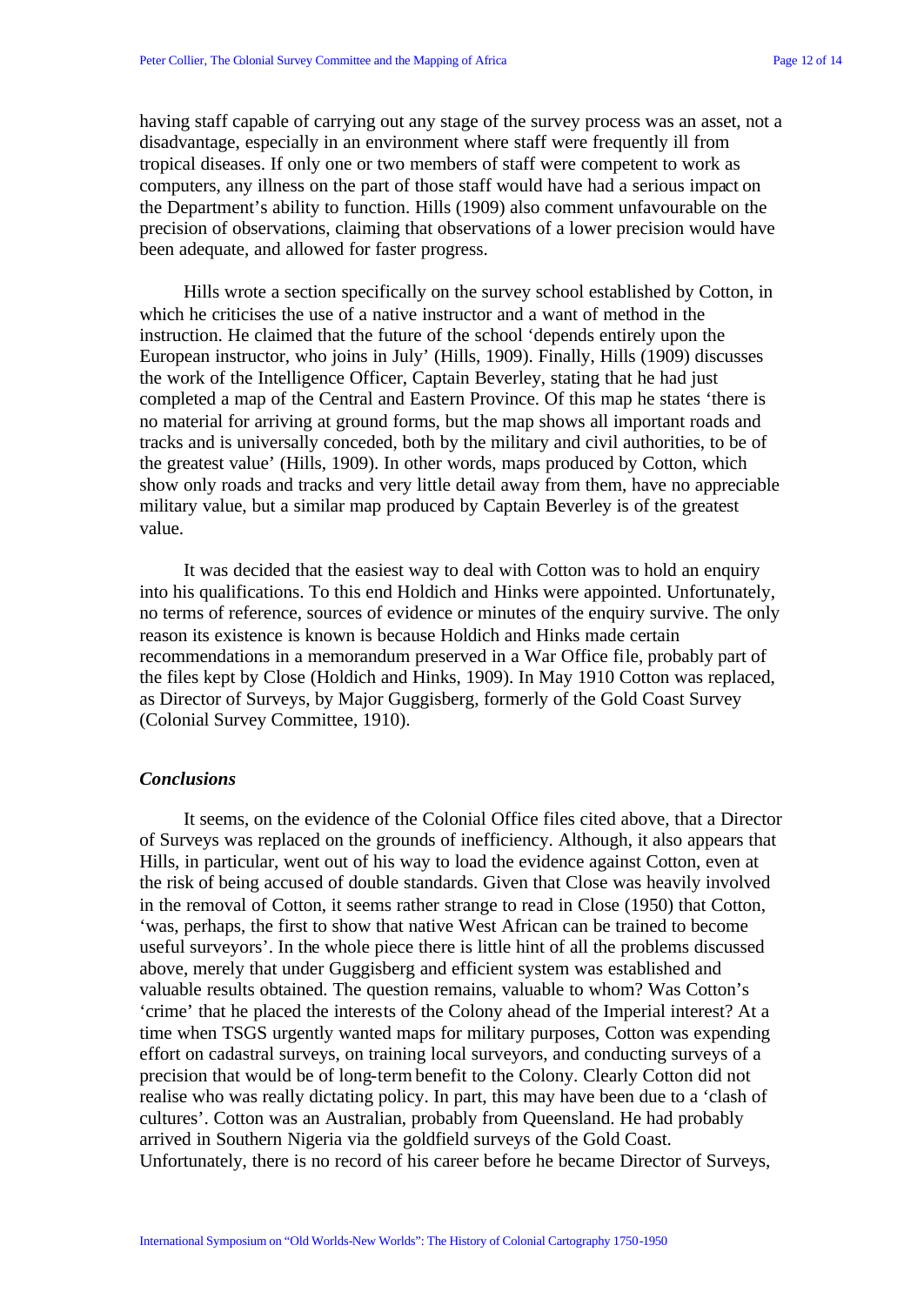having staff capable of carrying out any stage of the survey process was an asset, not a disadvantage, especially in an environment where staff were frequently ill from tropical diseases. If only one or two members of staff were competent to work as computers, any illness on the part of those staff would have had a serious impact on the Department's ability to function. Hills (1909) also comment unfavourable on the precision of observations, claiming that observations of a lower precision would have been adequate, and allowed for faster progress.

Hills wrote a section specifically on the survey school established by Cotton, in which he criticises the use of a native instructor and a want of method in the instruction. He claimed that the future of the school 'depends entirely upon the European instructor, who joins in July' (Hills, 1909). Finally, Hills (1909) discusses the work of the Intelligence Officer, Captain Beverley, stating that he had just completed a map of the Central and Eastern Province. Of this map he states 'there is no material for arriving at ground forms, but the map shows all important roads and tracks and is universally conceded, both by the military and civil authorities, to be of the greatest value' (Hills, 1909). In other words, maps produced by Cotton, which show only roads and tracks and very little detail away from them, have no appreciable military value, but a similar map produced by Captain Beverley is of the greatest value.

It was decided that the easiest way to deal with Cotton was to hold an enquiry into his qualifications. To this end Holdich and Hinks were appointed. Unfortunately, no terms of reference, sources of evidence or minutes of the enquiry survive. The only reason its existence is known is because Holdich and Hinks made certain recommendations in a memorandum preserved in a War Office file, probably part of the files kept by Close (Holdich and Hinks, 1909). In May 1910 Cotton was replaced, as Director of Surveys, by Major Guggisberg, formerly of the Gold Coast Survey (Colonial Survey Committee, 1910).

### *Conclusions*

It seems, on the evidence of the Colonial Office files cited above, that a Director of Surveys was replaced on the grounds of inefficiency. Although, it also appears that Hills, in particular, went out of his way to load the evidence against Cotton, even at the risk of being accused of double standards. Given that Close was heavily involved in the removal of Cotton, it seems rather strange to read in Close (1950) that Cotton, 'was, perhaps, the first to show that native West African can be trained to become useful surveyors'. In the whole piece there is little hint of all the problems discussed above, merely that under Guggisberg and efficient system was established and valuable results obtained. The question remains, valuable to whom? Was Cotton's 'crime' that he placed the interests of the Colony ahead of the Imperial interest? At a time when TSGS urgently wanted maps for military purposes, Cotton was expending effort on cadastral surveys, on training local surveyors, and conducting surveys of a precision that would be of long-term benefit to the Colony. Clearly Cotton did not realise who was really dictating policy. In part, this may have been due to a 'clash of cultures'. Cotton was an Australian, probably from Queensland. He had probably arrived in Southern Nigeria via the goldfield surveys of the Gold Coast. Unfortunately, there is no record of his career before he became Director of Surveys,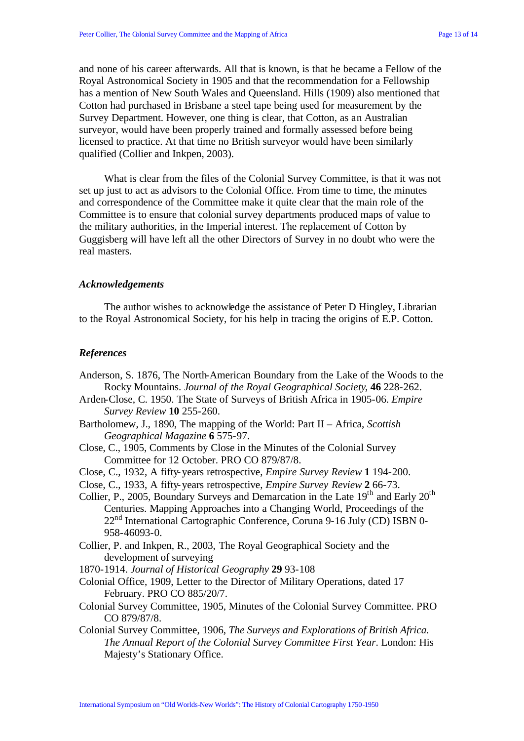and none of his career afterwards. All that is known, is that he became a Fellow of the Royal Astronomical Society in 1905 and that the recommendation for a Fellowship has a mention of New South Wales and Queensland. Hills (1909) also mentioned that Cotton had purchased in Brisbane a steel tape being used for measurement by the Survey Department. However, one thing is clear, that Cotton, as an Australian surveyor, would have been properly trained and formally assessed before being licensed to practice. At that time no British surveyor would have been similarly qualified (Collier and Inkpen, 2003).

What is clear from the files of the Colonial Survey Committee, is that it was not set up just to act as advisors to the Colonial Office. From time to time, the minutes and correspondence of the Committee make it quite clear that the main role of the Committee is to ensure that colonial survey departments produced maps of value to the military authorities, in the Imperial interest. The replacement of Cotton by Guggisberg will have left all the other Directors of Survey in no doubt who were the real masters.

### *Acknowledgements*

The author wishes to acknowledge the assistance of Peter D Hingley, Librarian to the Royal Astronomical Society, for his help in tracing the origins of E.P. Cotton.

### *References*

Anderson, S. 1876, The North-American Boundary from the Lake of the Woods to the Rocky Mountains. *Journal of the Royal Geographical Society*, **46** 228-262.

Arden-Close, C. 1950. The State of Surveys of British Africa in 1905-06. *Empire Survey Review* **10** 255-260.

Bartholomew, J., 1890, The mapping of the World: Part II – Africa, *Scottish Geographical Magazine* **6** 575-97.

Close, C., 1905, Comments by Close in the Minutes of the Colonial Survey Committee for 12 October. PRO CO 879/87/8.

Close, C., 1932, A fifty-years retrospective, *Empire Survey Review* **1** 194-200.

Close, C., 1933, A fifty-years retrospective, *Empire Survey Review* **2** 66-73.

Collier, P., 2005, Boundary Surveys and Demarcation in the Late 19th and Early 20th Centuries. Mapping Approaches into a Changing World, Proceedings of the 22nd International Cartographic Conference, Coruna 9-16 July (CD) ISBN 0-958-46093-0.

Collier, P. and Inkpen, R., 2003, The Royal Geographical Society and the development of surveying 1870-1914. *Journal of Historical Geography* **29** 93-108

Colonial Office, 1909, Letter to the Director of Military Operations, dated 17 February. PRO CO 885/20/7.

Colonial Survey Committee, 1905, Minutes of the Colonial Survey Committee. PRO CO 879/87/8.

Colonial Survey Committee, 1906, *The Surveys and Explorations of British Africa. The Annual Report of the Colonial Survey Committee First Year*. London: His Majesty's Stationary Office.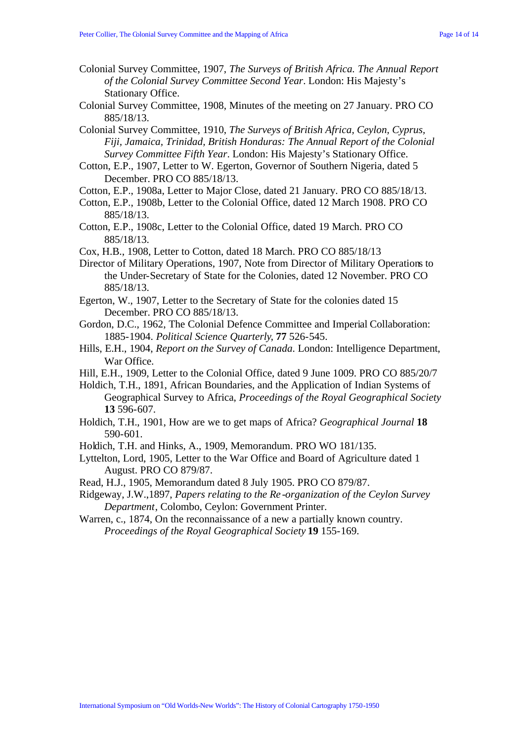Colonial Survey Committee, 1907, *The Surveys of British Africa. The Annual Report of the Colonial Survey Committee Second Year*. London: His Majesty's Stationary Office.

Colonial Survey Committee, 1908, Minutes of the meeting on 27 January. PRO CO 885/18/13.

Colonial Survey Committee, 1910, *The Surveys of British Africa, Ceylon, Cyprus, Fiji, Jamaica, Trinidad, British Honduras: The Annual Report of the Colonial Survey Committee Fifth Year*. London: His Majesty's Stationary Office.

Cotton, E.P., 1907, Letter to W. Egerton, Governor of Southern Nigeria, dated 5 December. PRO CO 885/18/13.

Cotton, E.P., 1908a, Letter to Major Close, dated 21 January. PRO CO 885/18/13.

Cotton, E.P., 1908b, Letter to the Colonial Office, dated 12 March 1908. PRO CO 885/18/13.

Cotton, E.P., 1908c, Letter to the Colonial Office, dated 19 March. PRO CO 885/18/13.

Cox, H.B., 1908, Letter to Cotton, dated 18 March. PRO CO 885/18/13

Director of Military Operations, 1907, Note from Director of Military Operations to the Under-Secretary of State for the Colonies, dated 12 November. PRO CO 885/18/13.

Egerton, W., 1907, Letter to the Secretary of State for the colonies dated 15 December. PRO CO 885/18/13.

Gordon, D.C., 1962, The Colonial Defence Committee and Imperial Collaboration: 1885-1904. *Political Science Quarterly*, **77** 526-545.

Hills, E.H., 1904, *Report on the Survey of Canada*. London: Intelligence Department, War Office.

Hill, E.H., 1909, Letter to the Colonial Office, dated 9 June 1009. PRO CO 885/20/7

Holdich, T.H., 1891, African Boundaries, and the Application of Indian Systems of Geographical Survey to Africa, *Proceedings of the Royal Geographical Society* **13** 596-607.

Holdich, T.H., 1901, How are we to get maps of Africa? *Geographical Journal* **18** 590-601.

Holdich, T.H. and Hinks, A., 1909, Memorandum. PRO WO 181/135.

Lyttelton, Lord, 1905, Letter to the War Office and Board of Agriculture dated 1 August. PRO CO 879/87.

Read, H.J., 1905, Memorandum dated 8 July 1905. PRO CO 879/87.

Ridgeway, J.W.,1897, *Papers relating to the Re-organization of the Ceylon Survey Department*, Colombo, Ceylon: Government Printer.

Warren, c., 1874, On the reconnaissance of a new a partially known country. *Proceedings of the Royal Geographical Society* **19** 155-169.